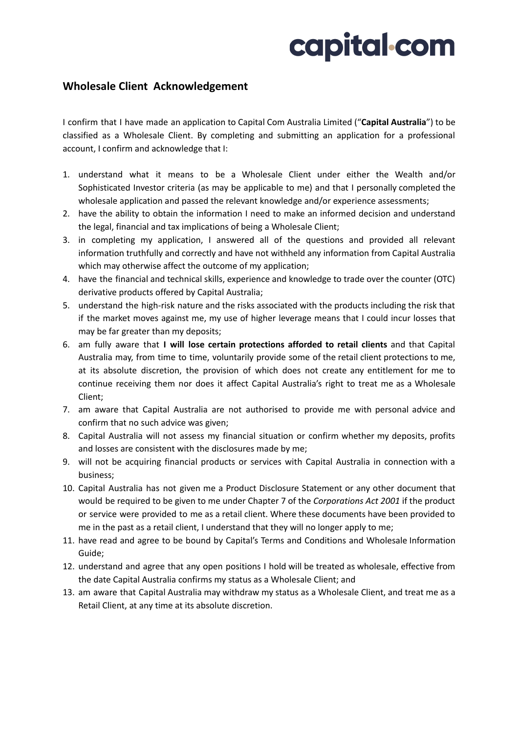# Wholesale Client Acknowledgement

I confirm that I have made an application to Capital Com Australia Limited ("**Capital Australia**") to be classified as a Wholesale Client. By completing and submitting an application for a professional account, I confirm and acknowledge that I:

1. understand what it means to be a Wholesale Client under either the Wealth and/or Sophisticated Investor criteria (as may be applicable to me) and that I personally completed the wholesale application and passed the relevant knowledge and/or experience assessments;
2. have the ability to obtain the information I need to make an informed decision and understand the legal, financial and tax implications of being a Wholesale Client;
3. in completing my application, I answered all of the questions and provided all relevant information truthfully and correctly and have not withheld any information from Capital Australia which may otherwise affect the outcome of my application;
4. have the financial and technical skills, experience and knowledge to trade over the counter (OTC) derivative products offered by Capital Australia;
5. understand the high-risk nature and the risks associated with the products including the risk that if the market moves against me, my use of higher leverage means that I could incur losses that may be far greater than my deposits;
6. am fully aware that **I will lose certain protections afforded to retail clients** and that Capital Australia may, from time to time, voluntarily provide some of the retail client protections to me, at its absolute discretion, the provision of which does not create any entitlement for me to continue receiving them nor does it affect Capital Australia's right to treat me as a Wholesale Client;
7. am aware that Capital Australia are not authorised to provide me with personal advice and confirm that no such advice was given;
8. Capital Australia will not assess my financial situation or confirm whether my deposits, profits and losses are consistent with the disclosures made by me;
9. will not be acquiring financial products or services with Capital Australia in connection with a business;
10. Capital Australia has not given me a Product Disclosure Statement or any other document that would be required to be given to me under Chapter 7 of the *Corporations Act 2001* if the product or service were provided to me as a retail client. Where these documents have been provided to me in the past as a retail client, I understand that they will no longer apply to me;
11. have read and agree to be bound by Capital's Terms and Conditions and Wholesale Information Guide;
12. understand and agree that any open positions I hold will be treated as wholesale, effective from the date Capital Australia confirms my status as a Wholesale Client; and
13. am aware that Capital Australia may withdraw my status as a Wholesale Client, and treat me as a Retail Client, at any time at its absolute discretion.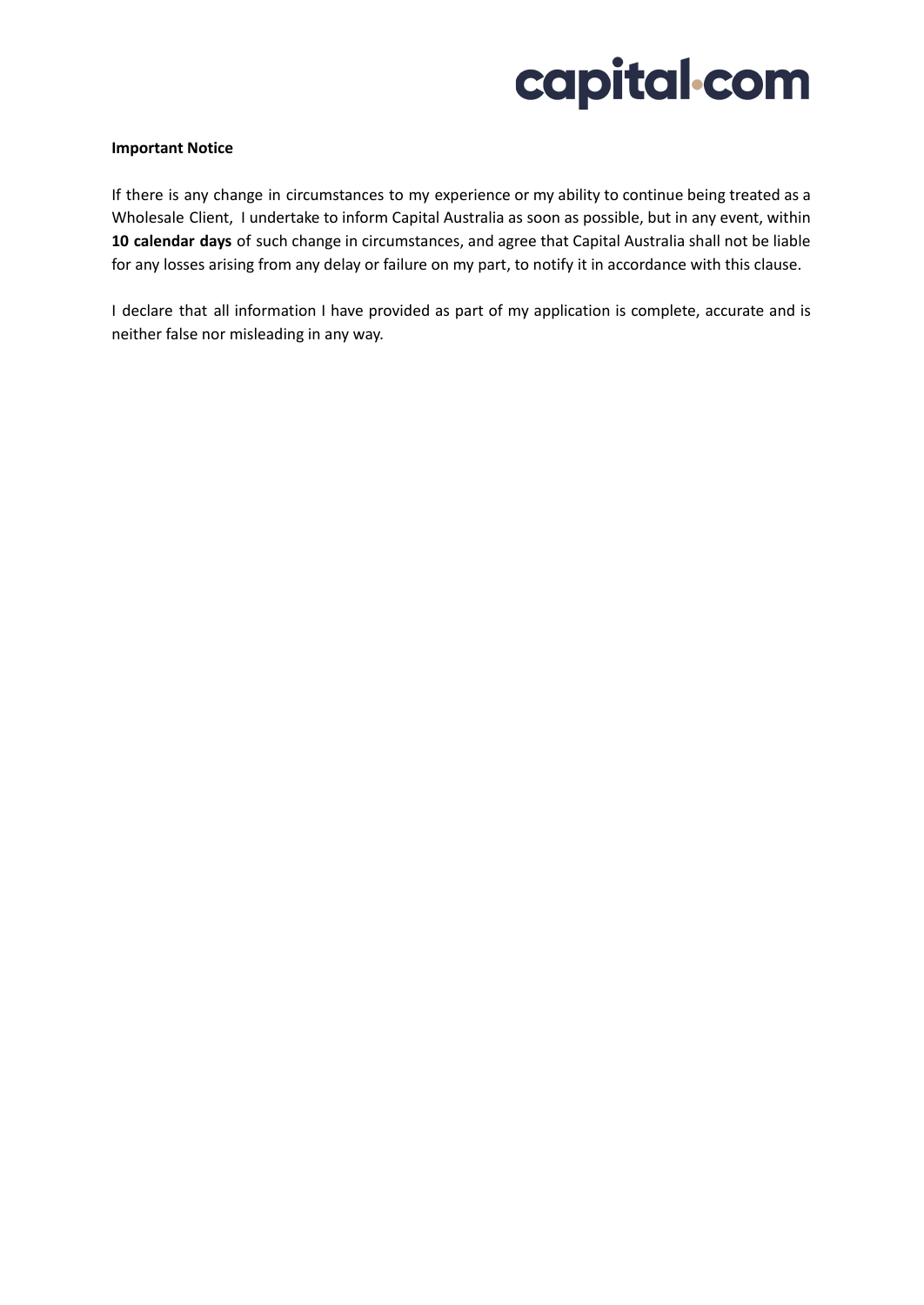**Important Notice**

If there is any change in circumstances to my experience or my ability to continue being treated as a Wholesale Client, I undertake to inform Capital Australia as soon as possible, but in any event, within **10 calendar days** of such change in circumstances, and agree that Capital Australia shall not be liable for any losses arising from any delay or failure on my part, to notify it in accordance with this clause.

I declare that all information I have provided as part of my application is complete, accurate and is neither false nor misleading in any way.